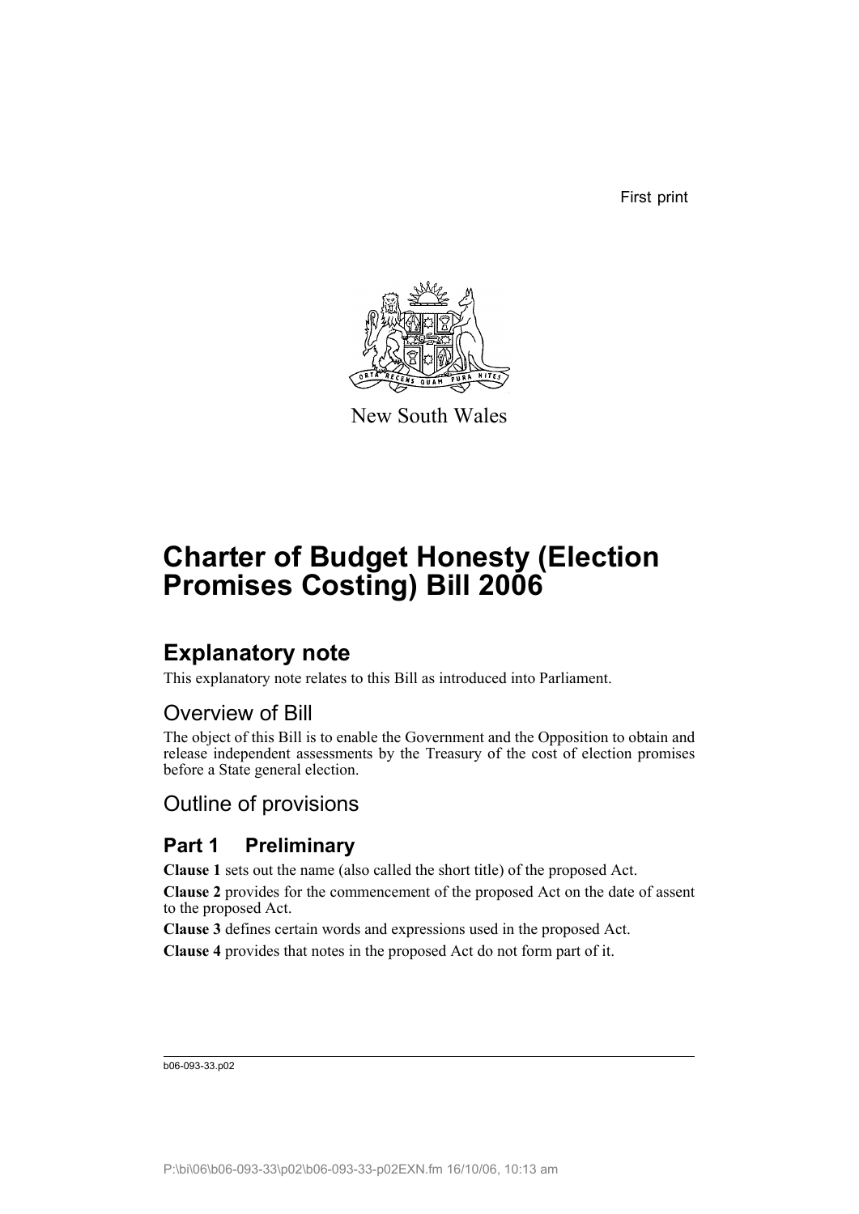First print

New South Wales

# Charter of Budget Honesty (Election Promises Costing) Bill 2006

## Explanatory note

This explanatory note relates to this Bill as introduced into Parliament.

### Overview of Bill

The object of this Bill is to enable the Government and the Opposition to obtain and release independent assessments by the Treasury of the cost of election promises before a State general election.

### Outline of provisions

#### Part 1 Preliminary

**Clause 1** sets out the name (also called the short title) of the proposed Act.

**Clause 2** provides for the commencement of the proposed Act on the date of assent to the proposed Act.

**Clause 3** defines certain words and expressions used in the proposed Act.

**Clause 4** provides that notes in the proposed Act do not form part of it.

b06-093-33.p02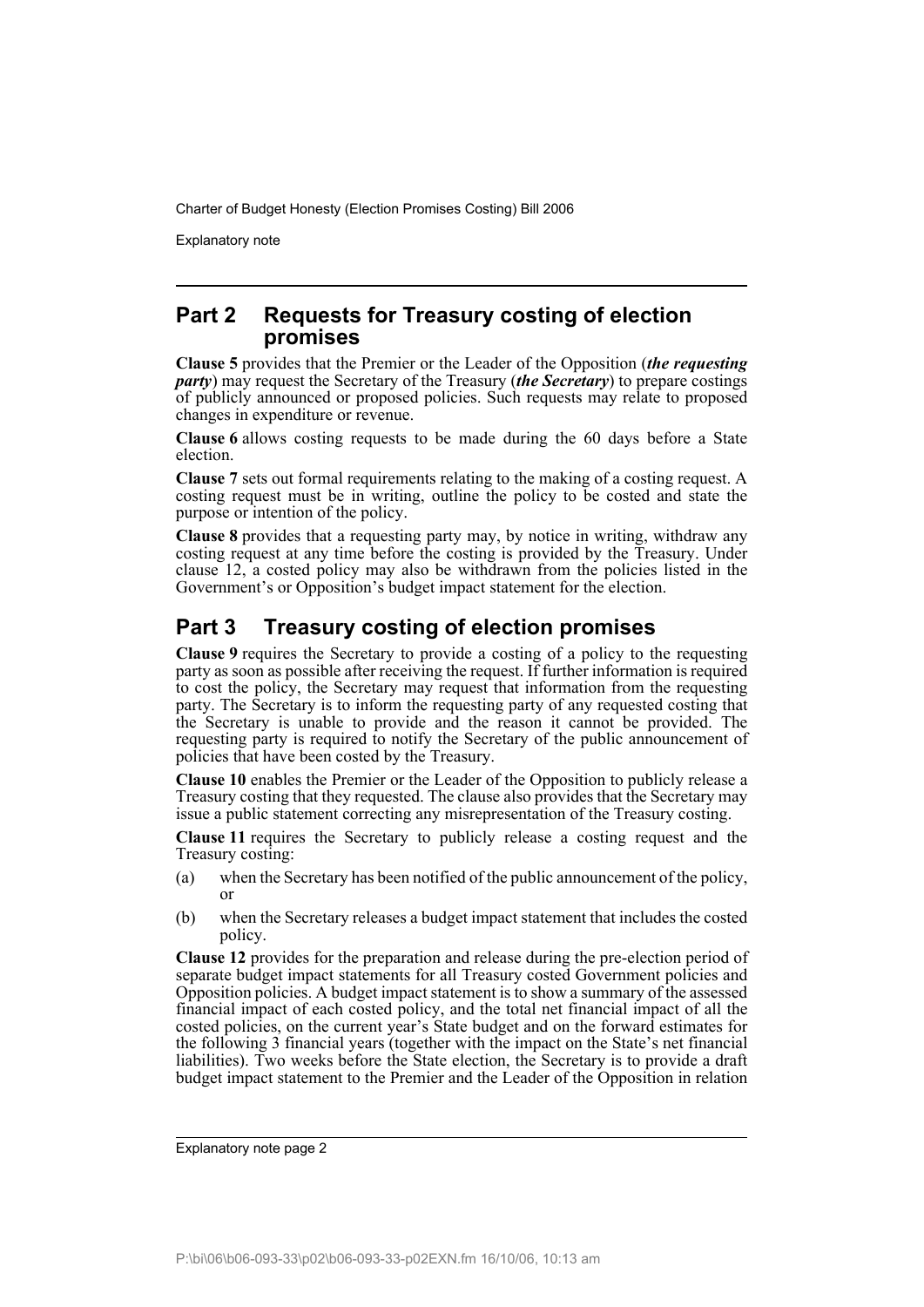## Part 2 Requests for Treasury costing of election promises

**Clause 5** provides that the Premier or the Leader of the Opposition (***the requesting party***) may request the Secretary of the Treasury (***the Secretary***) to prepare costings of publicly announced or proposed policies. Such requests may relate to proposed changes in expenditure or revenue.

**Clause 6** allows costing requests to be made during the 60 days before a State election.

**Clause 7** sets out formal requirements relating to the making of a costing request. A costing request must be in writing, outline the policy to be costed and state the purpose or intention of the policy.

**Clause 8** provides that a requesting party may, by notice in writing, withdraw any costing request at any time before the costing is provided by the Treasury. Under clause 12, a costed policy may also be withdrawn from the policies listed in the Government's or Opposition's budget impact statement for the election.

## Part 3 Treasury costing of election promises

**Clause 9** requires the Secretary to provide a costing of a policy to the requesting party as soon as possible after receiving the request. If further information is required to cost the policy, the Secretary may request that information from the requesting party. The Secretary is to inform the requesting party of any requested costing that the Secretary is unable to provide and the reason it cannot be provided. The requesting party is required to notify the Secretary of the public announcement of policies that have been costed by the Treasury.

**Clause 10** enables the Premier or the Leader of the Opposition to publicly release a Treasury costing that they requested. The clause also provides that the Secretary may issue a public statement correcting any misrepresentation of the Treasury costing.

**Clause 11** requires the Secretary to publicly release a costing request and the Treasury costing:

(a) when the Secretary has been notified of the public announcement of the policy, or

(b) when the Secretary releases a budget impact statement that includes the costed policy.

**Clause 12** provides for the preparation and release during the pre-election period of separate budget impact statements for all Treasury costed Government policies and Opposition policies. A budget impact statement is to show a summary of the assessed financial impact of each costed policy, and the total net financial impact of all the costed policies, on the current year's State budget and on the forward estimates for the following 3 financial years (together with the impact on the State's net financial liabilities). Two weeks before the State election, the Secretary is to provide a draft budget impact statement to the Premier and the Leader of the Opposition in relation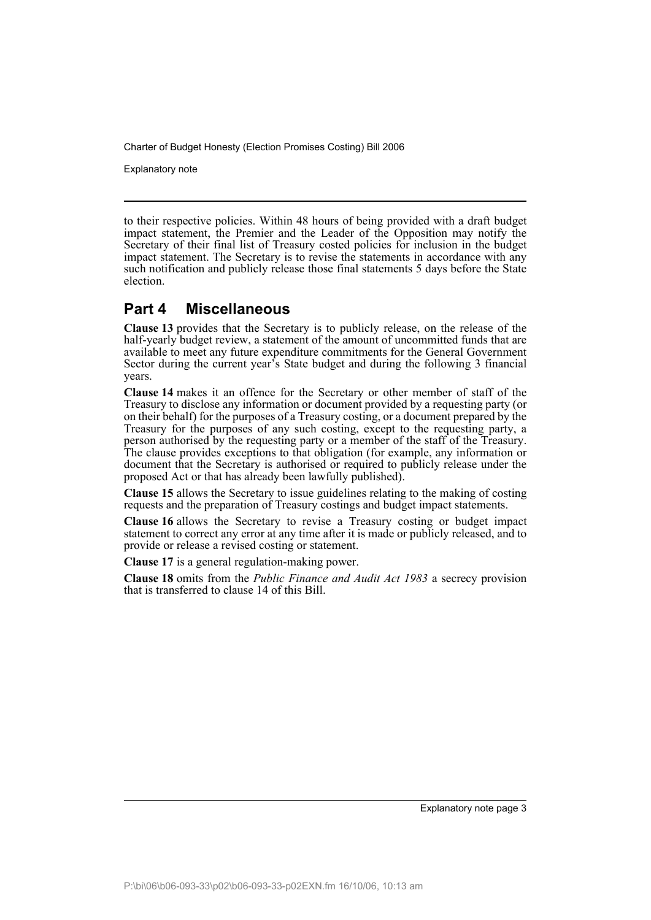to their respective policies. Within 48 hours of being provided with a draft budget impact statement, the Premier and the Leader of the Opposition may notify the Secretary of their final list of Treasury costed policies for inclusion in the budget impact statement. The Secretary is to revise the statements in accordance with any such notification and publicly release those final statements 5 days before the State election.

## Part 4 Miscellaneous

**Clause 13** provides that the Secretary is to publicly release, on the release of the half-yearly budget review, a statement of the amount of uncommitted funds that are available to meet any future expenditure commitments for the General Government Sector during the current year's State budget and during the following 3 financial years.

**Clause 14** makes it an offence for the Secretary or other member of staff of the Treasury to disclose any information or document provided by a requesting party (or on their behalf) for the purposes of a Treasury costing, or a document prepared by the Treasury for the purposes of any such costing, except to the requesting party, a person authorised by the requesting party or a member of the staff of the Treasury. The clause provides exceptions to that obligation (for example, any information or document that the Secretary is authorised or required to publicly release under the proposed Act or that has already been lawfully published).

**Clause 15** allows the Secretary to issue guidelines relating to the making of costing requests and the preparation of Treasury costings and budget impact statements.

**Clause 16** allows the Secretary to revise a Treasury costing or budget impact statement to correct any error at any time after it is made or publicly released, and to provide or release a revised costing or statement.

**Clause 17** is a general regulation-making power.

**Clause 18** omits from the *Public Finance and Audit Act 1983* a secrecy provision that is transferred to clause 14 of this Bill.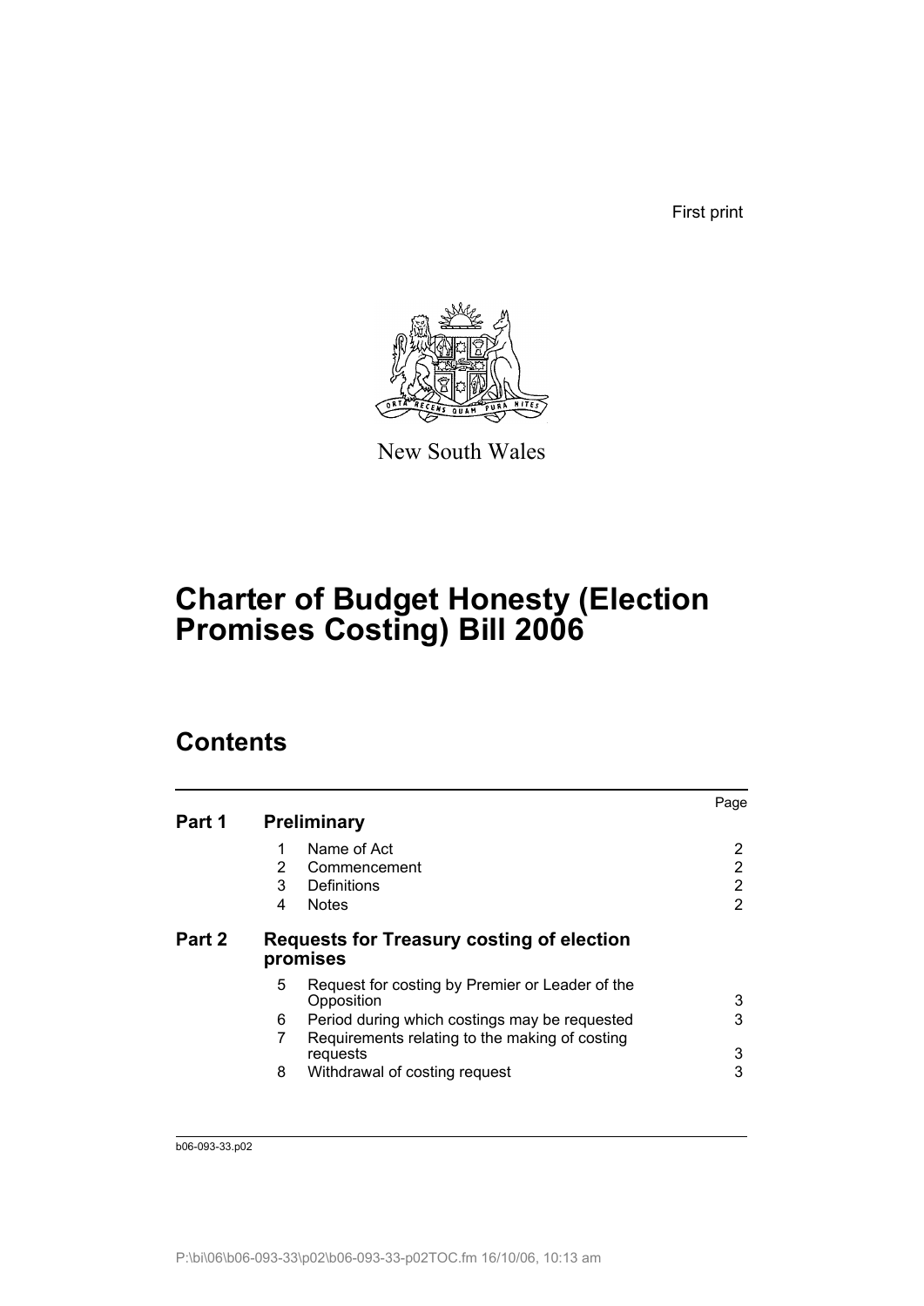First print

New South Wales

# Charter of Budget Honesty (Election Promises Costing) Bill 2006

## Contents

| | | | Page |
|---|---|---|---|
| **Part 1** | **Preliminary** | | |
| | 1 | Name of Act | 2 |
| | 2 | Commencement | 2 |
| | 3 | Definitions | 2 |
| | 4 | Notes | 2 |
| **Part 2** | **Requests for Treasury costing of election promises** | | |
| | 5 | Request for costing by Premier or Leader of the Opposition | 3 |
| | 6 | Period during which costings may be requested | 3 |
| | 7 | Requirements relating to the making of costing requests | 3 |
| | 8 | Withdrawal of costing request | 3 |

b06-093-33.p02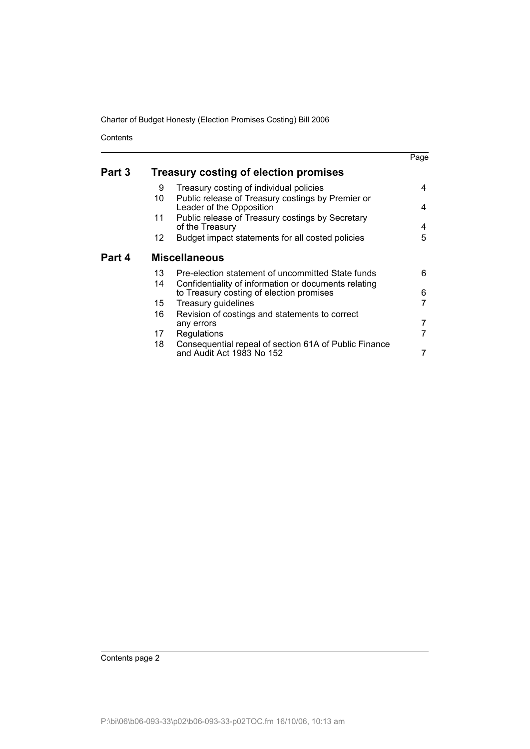| | | | Page |
|---|---|---|---|
| **Part 3** | **Treasury costing of election promises** | | |
| | 9 | Treasury costing of individual policies | 4 |
| | 10 | Public release of Treasury costings by Premier or Leader of the Opposition | 4 |
| | 11 | Public release of Treasury costings by Secretary of the Treasury | 4 |
| | 12 | Budget impact statements for all costed policies | 5 |
| **Part 4** | **Miscellaneous** | | |
| | 13 | Pre-election statement of uncommitted State funds | 6 |
| | 14 | Confidentiality of information or documents relating to Treasury costing of election promises | 6 |
| | 15 | Treasury guidelines | 7 |
| | 16 | Revision of costings and statements to correct any errors | 7 |
| | 17 | Regulations | 7 |
| | 18 | Consequential repeal of section 61A of Public Finance and Audit Act 1983 No 152 | 7 |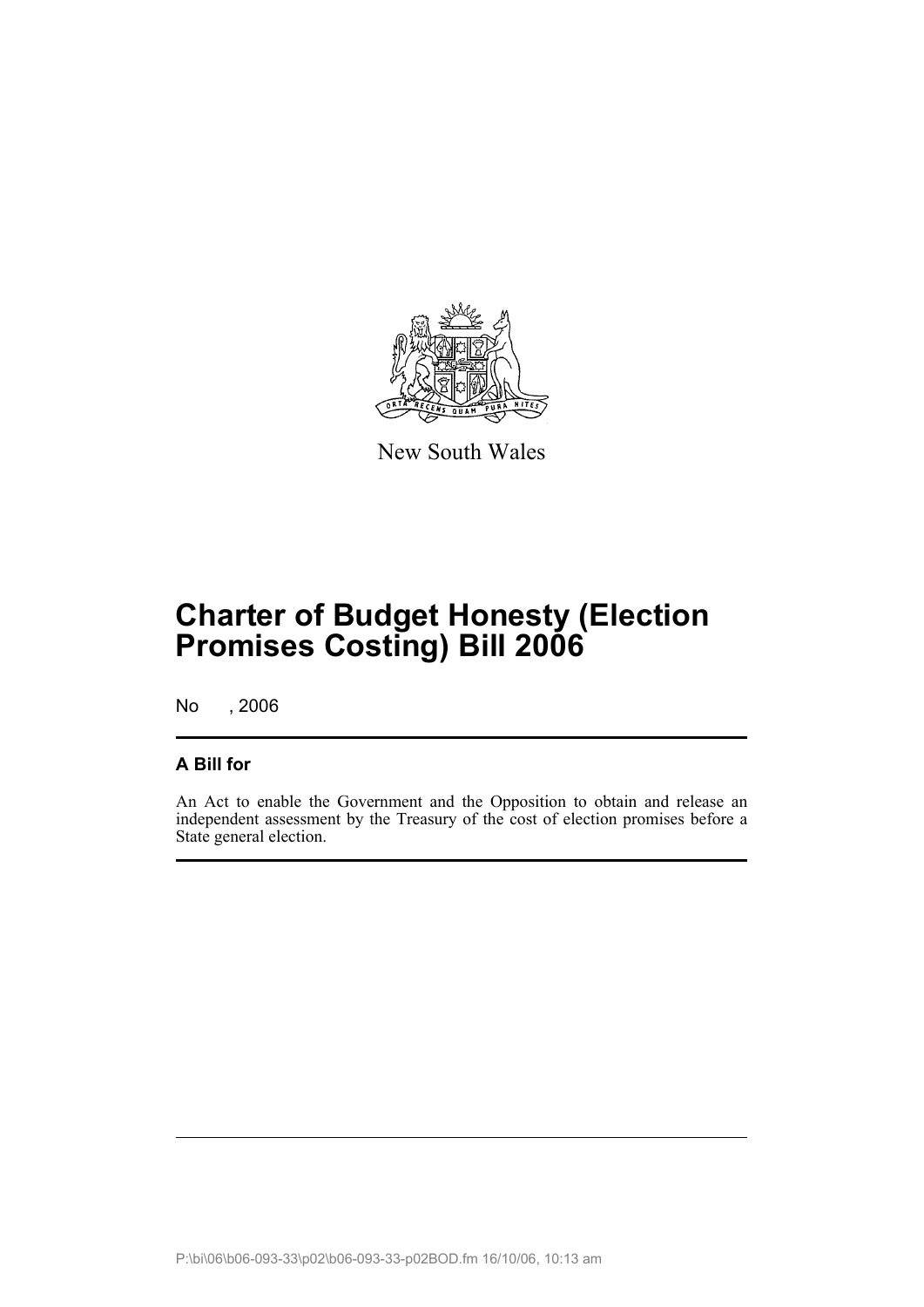New South Wales

# Charter of Budget Honesty (Election Promises Costing) Bill 2006

No , 2006

## A Bill for

An Act to enable the Government and the Opposition to obtain and release an independent assessment by the Treasury of the cost of election promises before a State general election.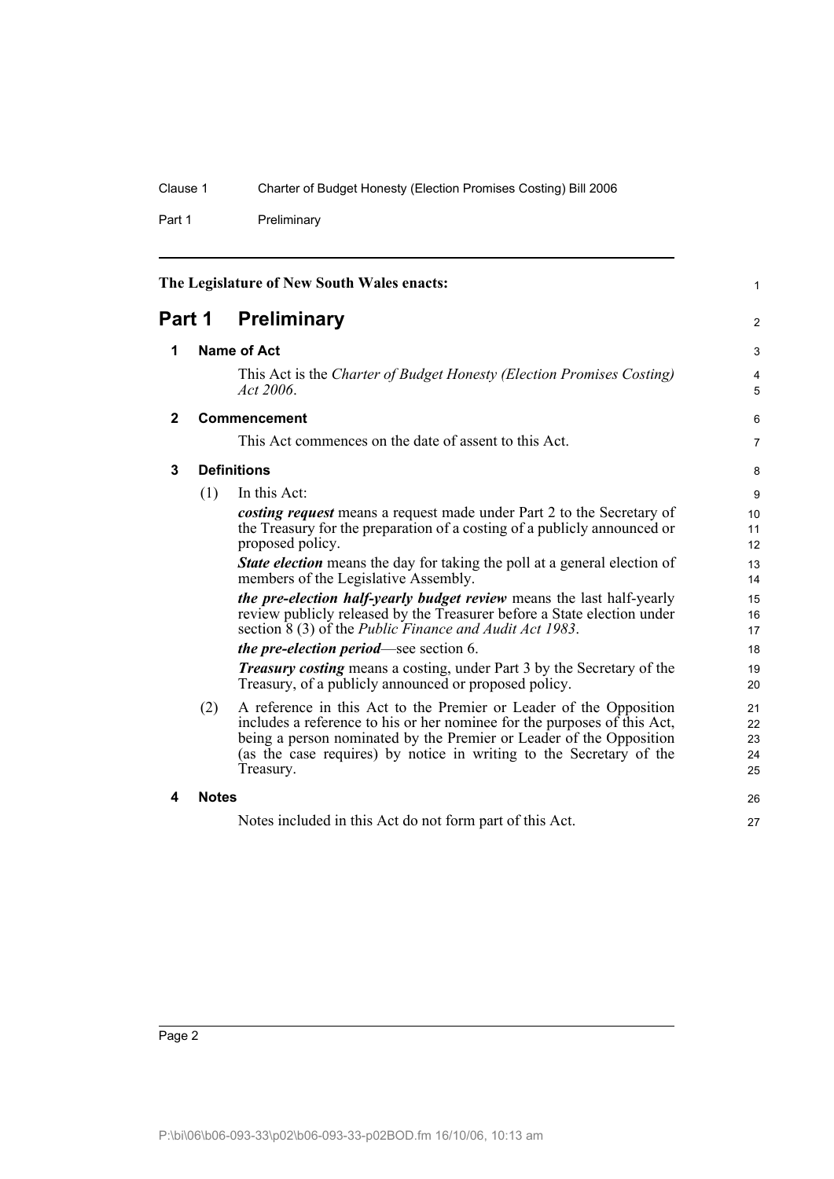The Legislature of New South Wales enacts:

# Part 1 Preliminary

## 1 Name of Act

This Act is the *Charter of Budget Honesty (Election Promises Costing) Act 2006*.

## 2 Commencement

This Act commences on the date of assent to this Act.

## 3 Definitions

(1) In this Act:

***costing request*** means a request made under Part 2 to the Secretary of the Treasury for the preparation of a costing of a publicly announced or proposed policy.

***State election*** means the day for taking the poll at a general election of members of the Legislative Assembly.

***the pre-election half-yearly budget review*** means the last half-yearly review publicly released by the Treasurer before a State election under section 8 (3) of the *Public Finance and Audit Act 1983*.

***the pre-election period***—see section 6.

***Treasury costing*** means a costing, under Part 3 by the Secretary of the Treasury, of a publicly announced or proposed policy.

(2) A reference in this Act to the Premier or Leader of the Opposition includes a reference to his or her nominee for the purposes of this Act, being a person nominated by the Premier or Leader of the Opposition (as the case requires) by notice in writing to the Secretary of the Treasury.

## 4 Notes

Notes included in this Act do not form part of this Act.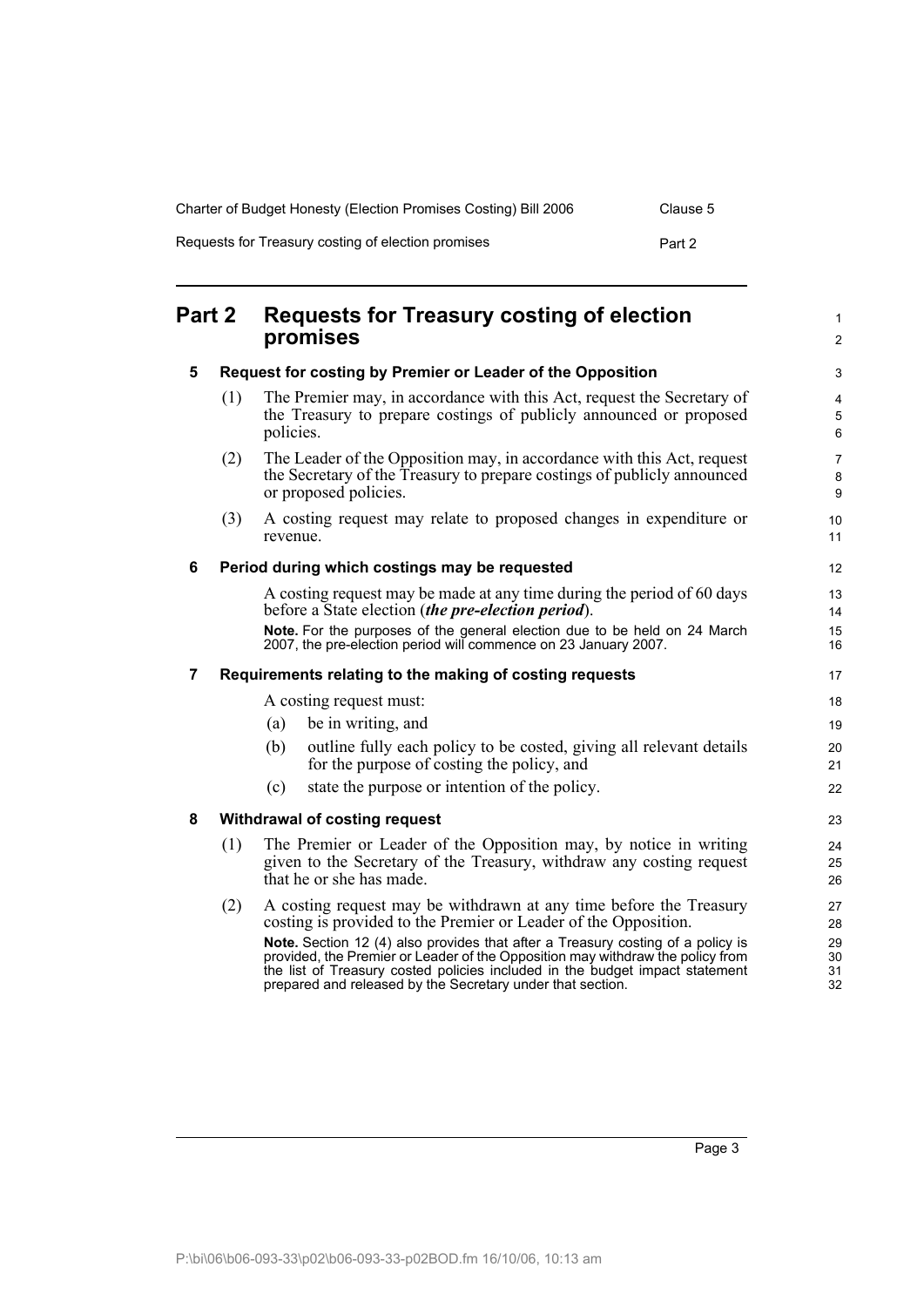# Part 2 Requests for Treasury costing of election promises

## 5 Request for costing by Premier or Leader of the Opposition

(1) The Premier may, in accordance with this Act, request the Secretary of the Treasury to prepare costings of publicly announced or proposed policies.

(2) The Leader of the Opposition may, in accordance with this Act, request the Secretary of the Treasury to prepare costings of publicly announced or proposed policies.

(3) A costing request may relate to proposed changes in expenditure or revenue.

## 6 Period during which costings may be requested

A costing request may be made at any time during the period of 60 days before a State election (***the pre-election period***).

**Note.** For the purposes of the general election due to be held on 24 March 2007, the pre-election period will commence on 23 January 2007.

## 7 Requirements relating to the making of costing requests

A costing request must:

(a) be in writing, and

(b) outline fully each policy to be costed, giving all relevant details for the purpose of costing the policy, and

(c) state the purpose or intention of the policy.

## 8 Withdrawal of costing request

(1) The Premier or Leader of the Opposition may, by notice in writing given to the Secretary of the Treasury, withdraw any costing request that he or she has made.

(2) A costing request may be withdrawn at any time before the Treasury costing is provided to the Premier or Leader of the Opposition.

**Note.** Section 12 (4) also provides that after a Treasury costing of a policy is provided, the Premier or Leader of the Opposition may withdraw the policy from the list of Treasury costed policies included in the budget impact statement prepared and released by the Secretary under that section.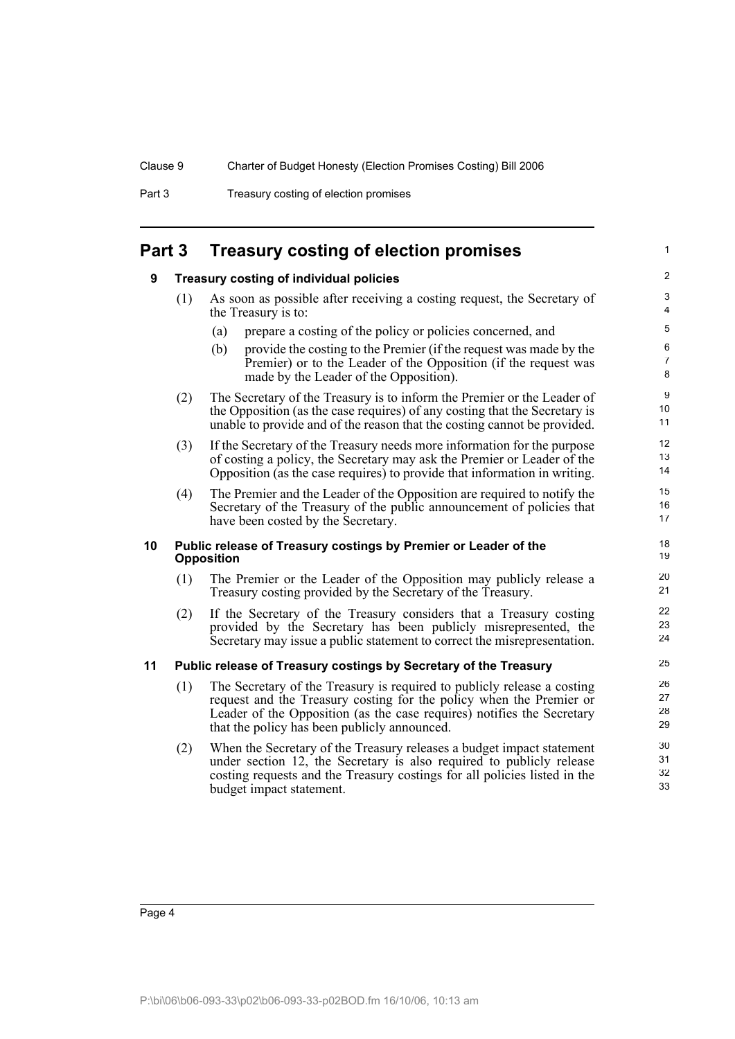## Part 3 Treasury costing of election promises

### 9 Treasury costing of individual policies

(1) As soon as possible after receiving a costing request, the Secretary of the Treasury is to:

- (a) prepare a costing of the policy or policies concerned, and
- (b) provide the costing to the Premier (if the request was made by the Premier) or to the Leader of the Opposition (if the request was made by the Leader of the Opposition).

(2) The Secretary of the Treasury is to inform the Premier or the Leader of the Opposition (as the case requires) of any costing that the Secretary is unable to provide and of the reason that the costing cannot be provided.

(3) If the Secretary of the Treasury needs more information for the purpose of costing a policy, the Secretary may ask the Premier or Leader of the Opposition (as the case requires) to provide that information in writing.

(4) The Premier and the Leader of the Opposition are required to notify the Secretary of the Treasury of the public announcement of policies that have been costed by the Secretary.

### 10 Public release of Treasury costings by Premier or Leader of the Opposition

(1) The Premier or the Leader of the Opposition may publicly release a Treasury costing provided by the Secretary of the Treasury.

(2) If the Secretary of the Treasury considers that a Treasury costing provided by the Secretary has been publicly misrepresented, the Secretary may issue a public statement to correct the misrepresentation.

### 11 Public release of Treasury costings by Secretary of the Treasury

(1) The Secretary of the Treasury is required to publicly release a costing request and the Treasury costing for the policy when the Premier or Leader of the Opposition (as the case requires) notifies the Secretary that the policy has been publicly announced.

(2) When the Secretary of the Treasury releases a budget impact statement under section 12, the Secretary is also required to publicly release costing requests and the Treasury costings for all policies listed in the budget impact statement.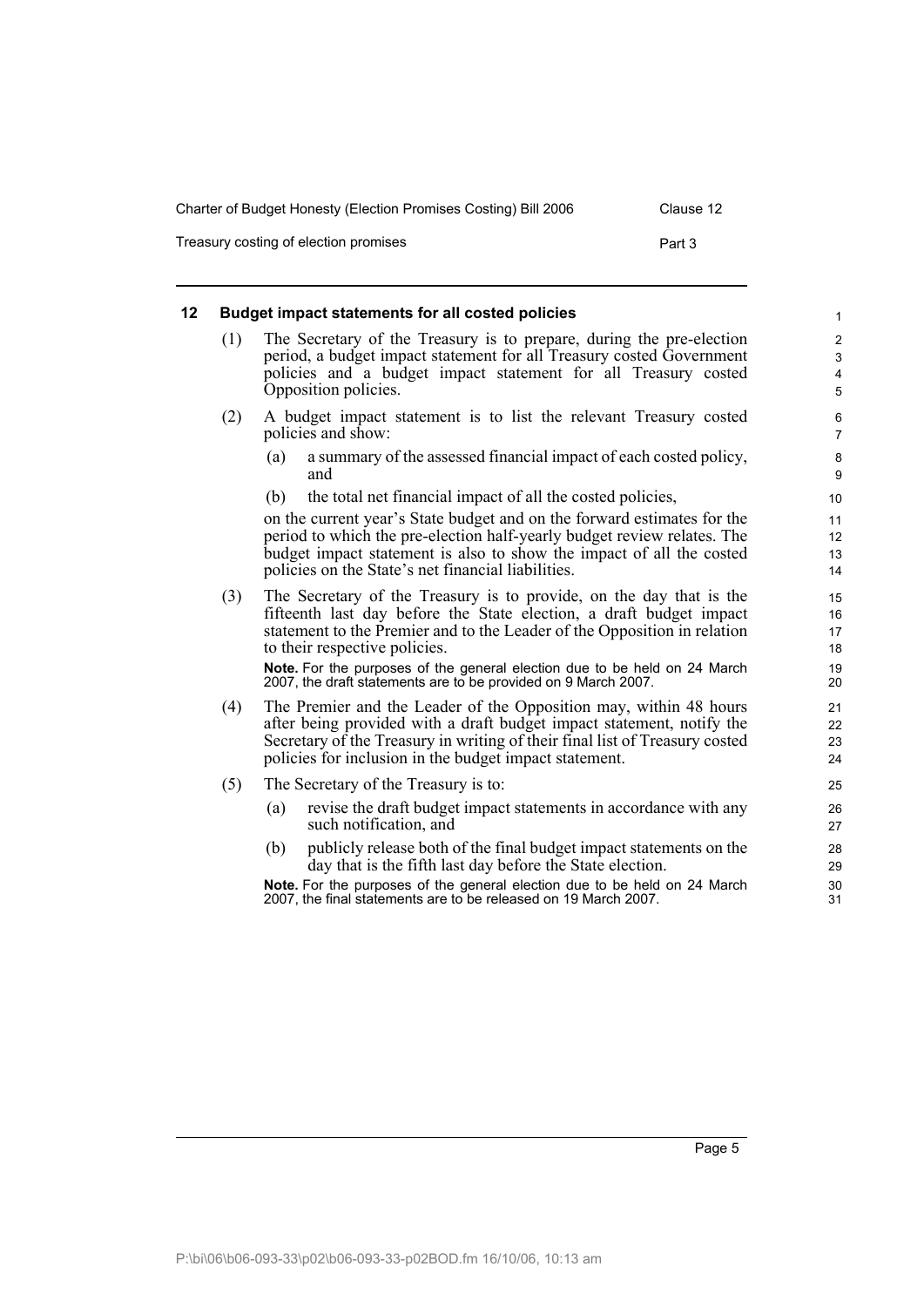## 12 Budget impact statements for all costed policies

(1) The Secretary of the Treasury is to prepare, during the pre-election period, a budget impact statement for all Treasury costed Government policies and a budget impact statement for all Treasury costed Opposition policies.

(2) A budget impact statement is to list the relevant Treasury costed policies and show:

- (a) a summary of the assessed financial impact of each costed policy, and
- (b) the total net financial impact of all the costed policies,

on the current year's State budget and on the forward estimates for the period to which the pre-election half-yearly budget review relates. The budget impact statement is also to show the impact of all the costed policies on the State's net financial liabilities.

(3) The Secretary of the Treasury is to provide, on the day that is the fifteenth last day before the State election, a draft budget impact statement to the Premier and to the Leader of the Opposition in relation to their respective policies.

**Note.** For the purposes of the general election due to be held on 24 March 2007, the draft statements are to be provided on 9 March 2007.

(4) The Premier and the Leader of the Opposition may, within 48 hours after being provided with a draft budget impact statement, notify the Secretary of the Treasury in writing of their final list of Treasury costed policies for inclusion in the budget impact statement.

(5) The Secretary of the Treasury is to:

- (a) revise the draft budget impact statements in accordance with any such notification, and
- (b) publicly release both of the final budget impact statements on the day that is the fifth last day before the State election.

**Note.** For the purposes of the general election due to be held on 24 March 2007, the final statements are to be released on 19 March 2007.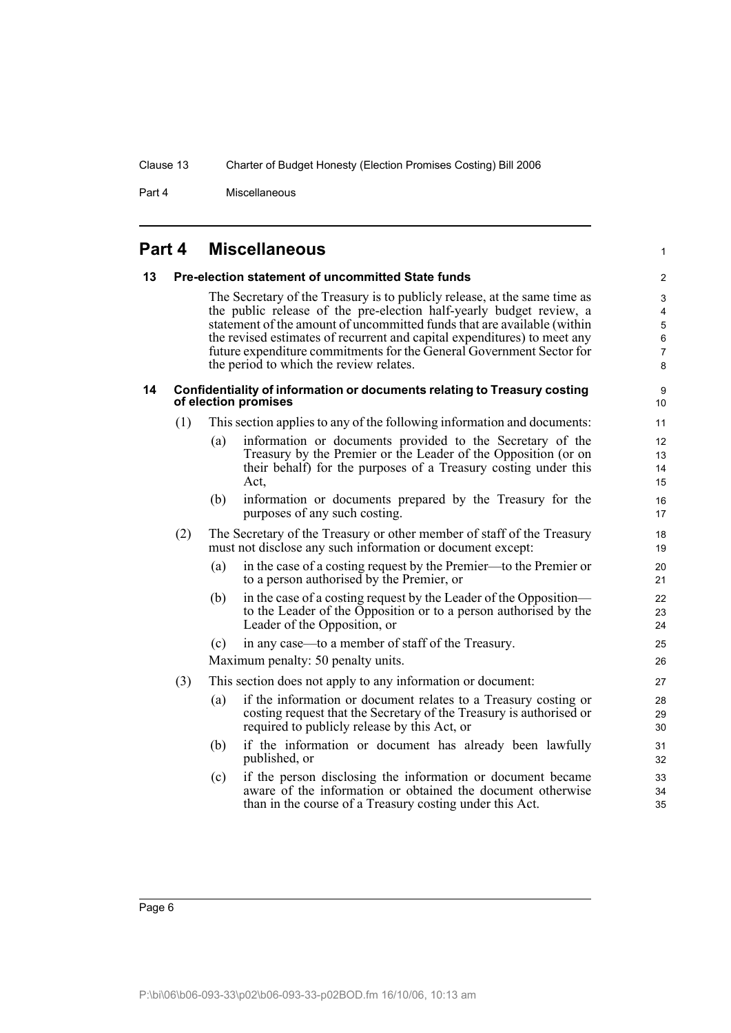# Part 4 Miscellaneous

### 13 Pre-election statement of uncommitted State funds

The Secretary of the Treasury is to publicly release, at the same time as the public release of the pre-election half-yearly budget review, a statement of the amount of uncommitted funds that are available (within the revised estimates of recurrent and capital expenditures) to meet any future expenditure commitments for the General Government Sector for the period to which the review relates.

### 14 Confidentiality of information or documents relating to Treasury costing of election promises

(1) This section applies to any of the following information and documents:

- (a) information or documents provided to the Secretary of the Treasury by the Premier or the Leader of the Opposition (or on their behalf) for the purposes of a Treasury costing under this Act,
- (b) information or documents prepared by the Treasury for the purposes of any such costing.

(2) The Secretary of the Treasury or other member of staff of the Treasury must not disclose any such information or document except:

- (a) in the case of a costing request by the Premier—to the Premier or to a person authorised by the Premier, or
- (b) in the case of a costing request by the Leader of the Opposition—to the Leader of the Opposition or to a person authorised by the Leader of the Opposition, or
- (c) in any case—to a member of staff of the Treasury.

Maximum penalty: 50 penalty units.

(3) This section does not apply to any information or document:

- (a) if the information or document relates to a Treasury costing or costing request that the Secretary of the Treasury is authorised or required to publicly release by this Act, or
- (b) if the information or document has already been lawfully published, or
- (c) if the person disclosing the information or document became aware of the information or obtained the document otherwise than in the course of a Treasury costing under this Act.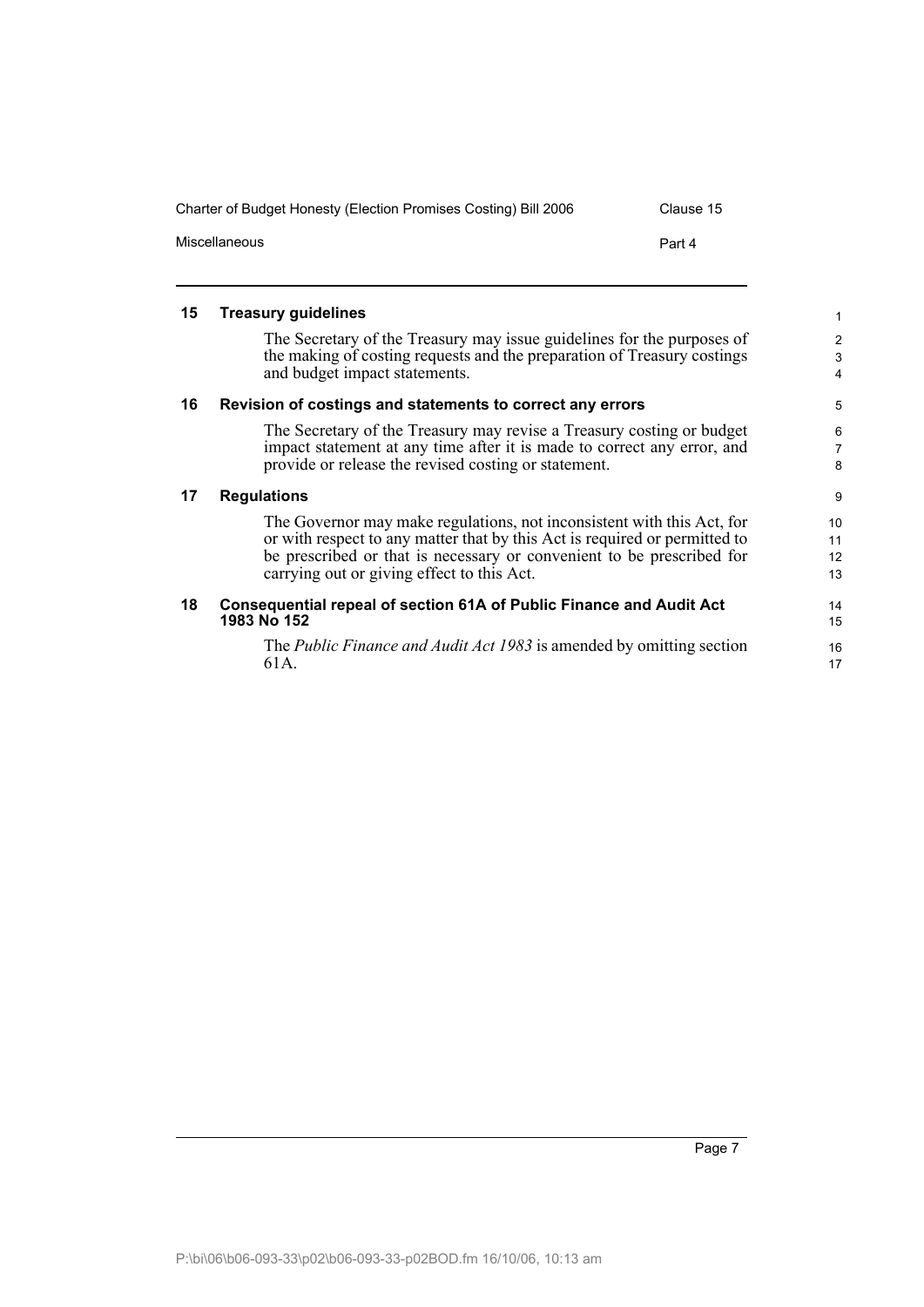## 15 Treasury guidelines

The Secretary of the Treasury may issue guidelines for the purposes of the making of costing requests and the preparation of Treasury costings and budget impact statements.

## 16 Revision of costings and statements to correct any errors

The Secretary of the Treasury may revise a Treasury costing or budget impact statement at any time after it is made to correct any error, and provide or release the revised costing or statement.

## 17 Regulations

The Governor may make regulations, not inconsistent with this Act, for or with respect to any matter that by this Act is required or permitted to be prescribed or that is necessary or convenient to be prescribed for carrying out or giving effect to this Act.

## 18 Consequential repeal of section 61A of Public Finance and Audit Act 1983 No 152

The *Public Finance and Audit Act 1983* is amended by omitting section 61A.